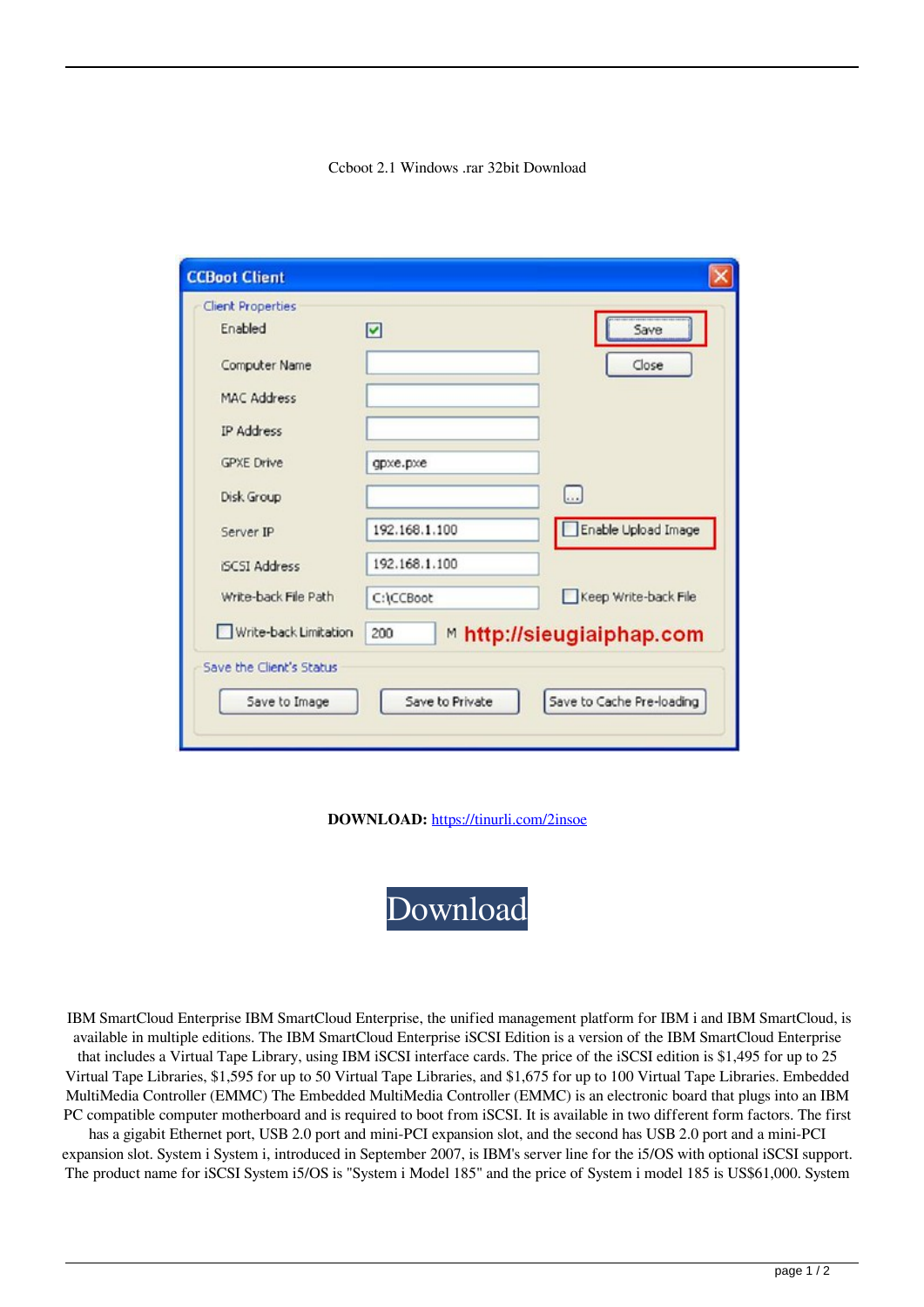Ccboot 2.1 Windows .rar 32bit Download

**DOWNLOAD:** https://tinurli.com/2insoe

Download

IBM SmartCloud Enterprise IBM SmartCloud Enterprise, the unified management platform for IBM i and IBM SmartCloud, is available in multiple editions. The IBM SmartCloud Enterprise iSCSI Edition is a version of the IBM SmartCloud Enterprise that includes a Virtual Tape Library, using IBM iSCSI interface cards. The price of the iSCSI edition is $1,495 for up to 25 Virtual Tape Libraries, $1,595 for up to 50 Virtual Tape Libraries, and $1,675 for up to 100 Virtual Tape Libraries. Embedded MultiMedia Controller (EMMC) The Embedded MultiMedia Controller (EMMC) is an electronic board that plugs into an IBM PC compatible computer motherboard and is required to boot from iSCSI. It is available in two different form factors. The first has a gigabit Ethernet port, USB 2.0 port and mini-PCI expansion slot, and the second has USB 2.0 port and a mini-PCI expansion slot. System i System i, introduced in September 2007, is IBM's server line for the i5/OS with optional iSCSI support. The product name for iSCSI System i5/OS is "System i Model 185" and the price of System i model 185 is US$61,000. System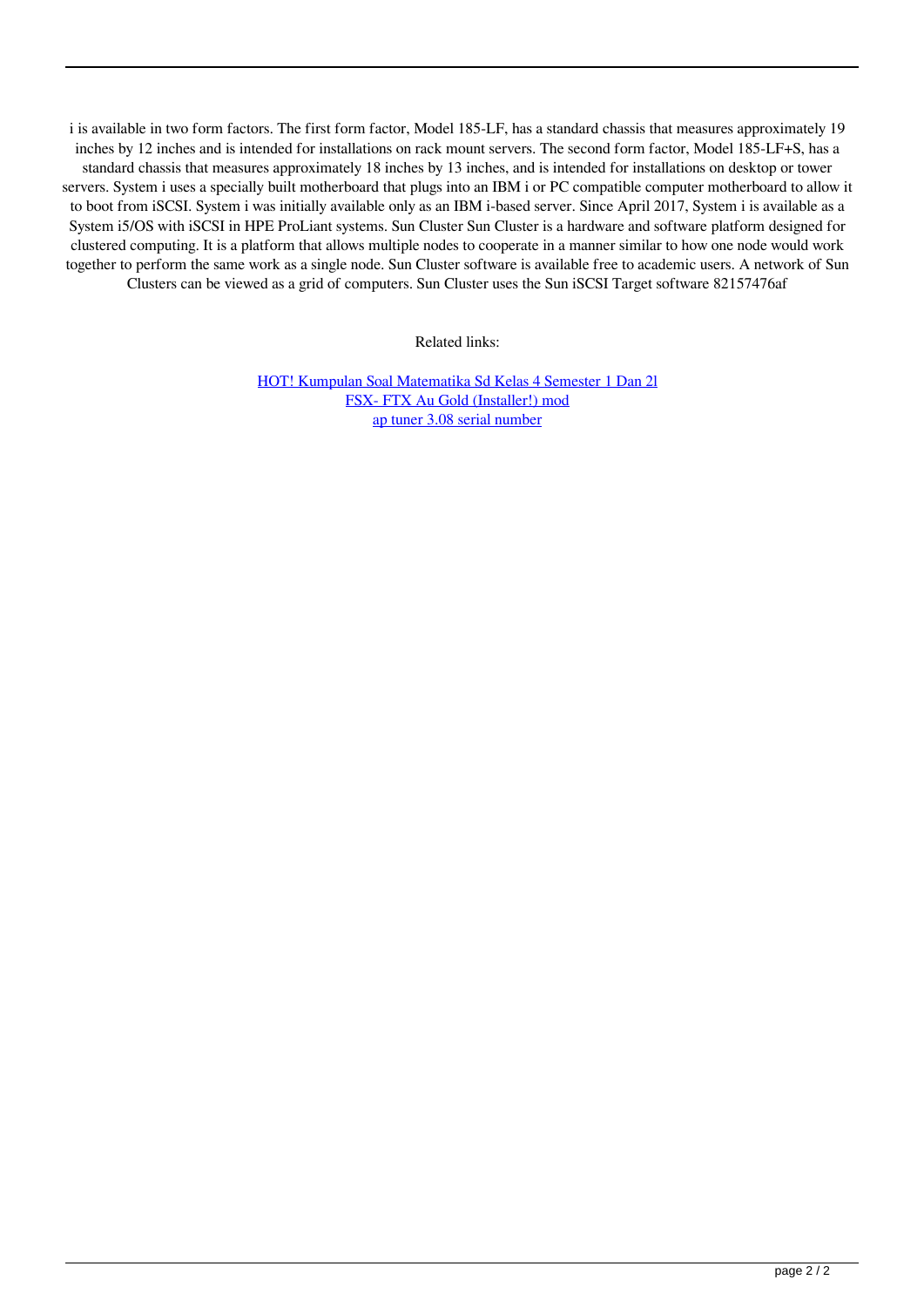i is available in two form factors. The first form factor, Model 185-LF, has a standard chassis that measures approximately 19 inches by 12 inches and is intended for installations on rack mount servers. The second form factor, Model 185-LF+S, has a standard chassis that measures approximately 18 inches by 13 inches, and is intended for installations on desktop or tower servers. System i uses a specially built motherboard that plugs into an IBM i or PC compatible computer motherboard to allow it to boot from iSCSI. System i was initially available only as an IBM i-based server. Since April 2017, System i is available as a System i5/OS with iSCSI in HPE ProLiant systems. Sun Cluster Sun Cluster is a hardware and software platform designed for clustered computing. It is a platform that allows multiple nodes to cooperate in a manner similar to how one node would work together to perform the same work as a single node. Sun Cluster software is available free to academic users. A network of Sun Clusters can be viewed as a grid of computers. Sun Cluster uses the Sun iSCSI Target software 82157476af

Related links:

HOT! Kumpulan Soal Matematika Sd Kelas 4 Semester 1 Dan 2l
FSX- FTX Au Gold (Installer!) mod
ap tuner 3.08 serial number